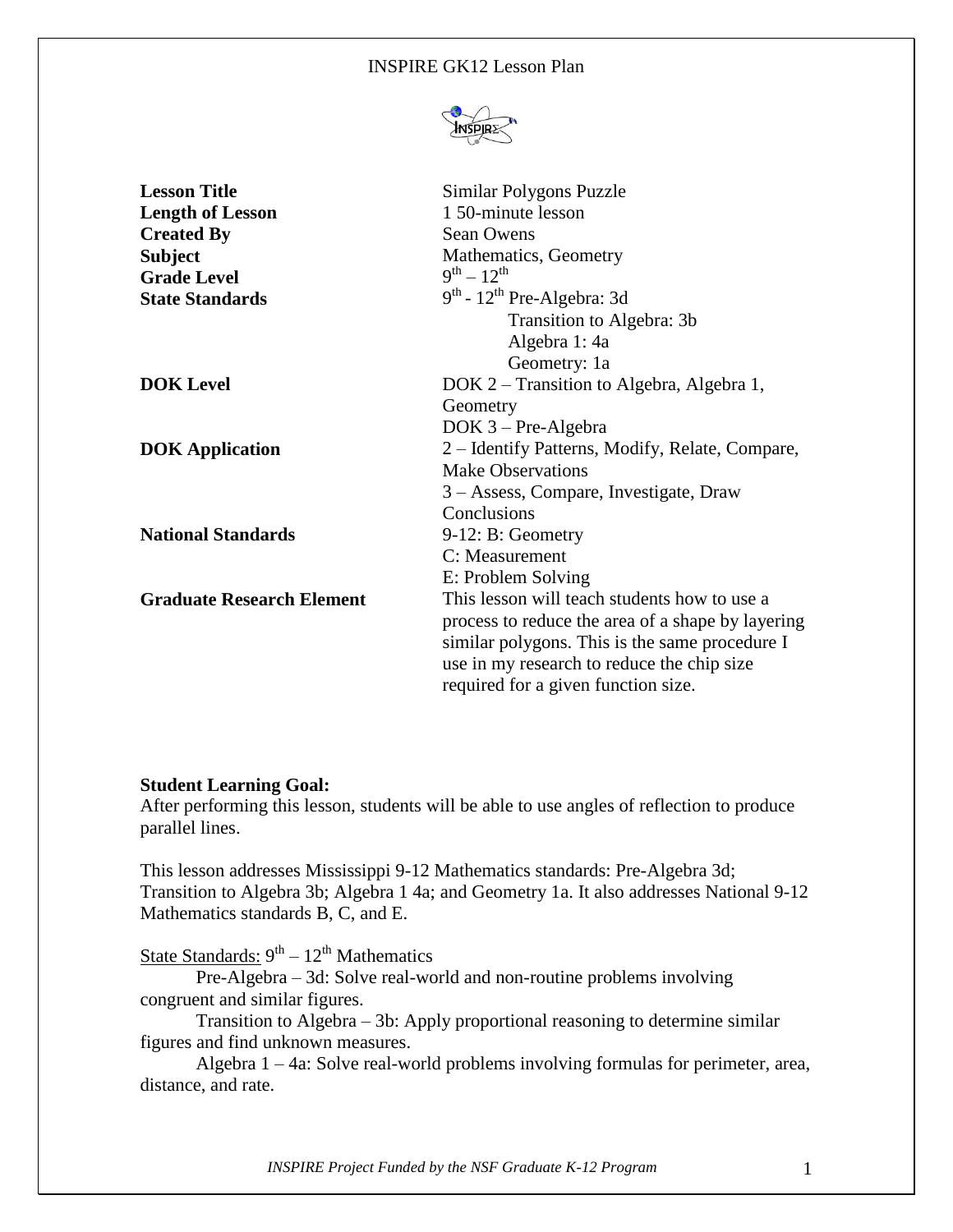# INSPIRE GK12 Lesson Plan

| | |
|---|---|
| **Lesson Title** | Similar Polygons Puzzle |
| **Length of Lesson** | 1 50-minute lesson |
| **Created By** | Sean Owens |
| **Subject** | Mathematics, Geometry |
| **Grade Level** | $9^{th} – 12^{th}$ |
| **State Standards** | $9^{th}$ - $12^{th}$ Pre-Algebra: 3d<br>Transition to Algebra: 3b<br>Algebra 1: 4a<br>Geometry: 1a |
| **DOK Level** | DOK 2 – Transition to Algebra, Algebra 1, Geometry<br>DOK 3 – Pre-Algebra |
| **DOK Application** | 2 – Identify Patterns, Modify, Relate, Compare, Make Observations<br>3 – Assess, Compare, Investigate, Draw Conclusions |
| **National Standards** | 9-12: B: Geometry<br>C: Measurement<br>E: Problem Solving |
| **Graduate Research Element** | This lesson will teach students how to use a process to reduce the area of a shape by layering similar polygons. This is the same procedure I use in my research to reduce the chip size required for a given function size. |

**Student Learning Goal:**
After performing this lesson, students will be able to use angles of reflection to produce parallel lines.

This lesson addresses Mississippi 9-12 Mathematics standards: Pre-Algebra 3d; Transition to Algebra 3b; Algebra 1 4a; and Geometry 1a. It also addresses National 9-12 Mathematics standards B, C, and E.

<u>State Standards:</u> $9^{th} – 12^{th}$ Mathematics

Pre-Algebra – 3d: Solve real-world and non-routine problems involving congruent and similar figures.

Transition to Algebra – 3b: Apply proportional reasoning to determine similar figures and find unknown measures.

Algebra 1 – 4a: Solve real-world problems involving formulas for perimeter, area, distance, and rate.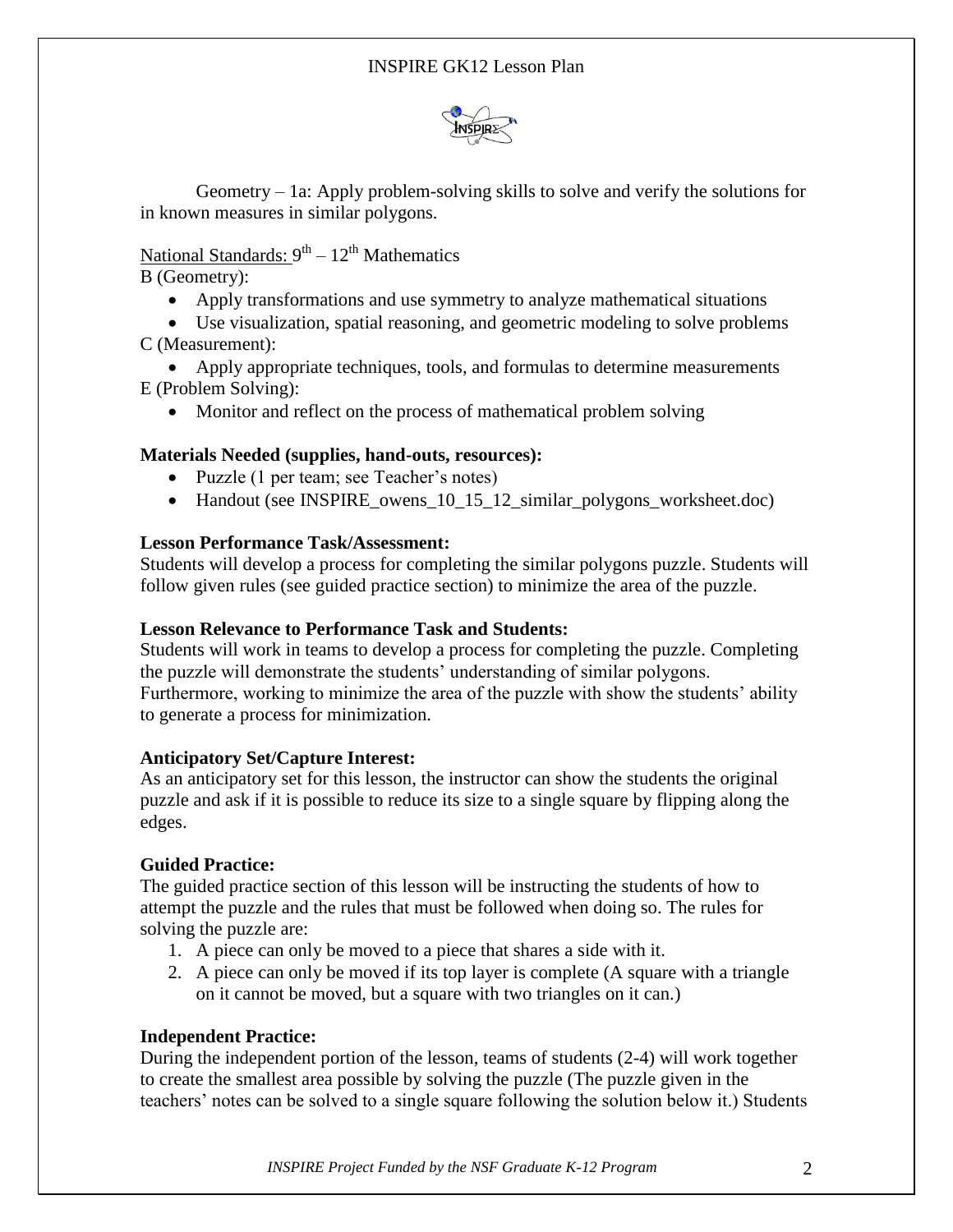Geometry – 1a: Apply problem-solving skills to solve and verify the solutions for in known measures in similar polygons.

National Standards: $9^{th}$ – $12^{th}$ Mathematics

B (Geometry):

- Apply transformations and use symmetry to analyze mathematical situations
- Use visualization, spatial reasoning, and geometric modeling to solve problems

C (Measurement):

- Apply appropriate techniques, tools, and formulas to determine measurements

E (Problem Solving):

- Monitor and reflect on the process of mathematical problem solving

**Materials Needed (supplies, hand-outs, resources):**

- Puzzle (1 per team; see Teacher's notes)
- Handout (see INSPIRE_owens_10_15_12_similar_polygons_worksheet.doc)

**Lesson Performance Task/Assessment:**

Students will develop a process for completing the similar polygons puzzle. Students will follow given rules (see guided practice section) to minimize the area of the puzzle.

**Lesson Relevance to Performance Task and Students:**

Students will work in teams to develop a process for completing the puzzle. Completing the puzzle will demonstrate the students' understanding of similar polygons. Furthermore, working to minimize the area of the puzzle with show the students' ability to generate a process for minimization.

**Anticipatory Set/Capture Interest:**

As an anticipatory set for this lesson, the instructor can show the students the original puzzle and ask if it is possible to reduce its size to a single square by flipping along the edges.

**Guided Practice:**

The guided practice section of this lesson will be instructing the students of how to attempt the puzzle and the rules that must be followed when doing so. The rules for solving the puzzle are:

1. A piece can only be moved to a piece that shares a side with it.
2. A piece can only be moved if its top layer is complete (A square with a triangle on it cannot be moved, but a square with two triangles on it can.)

**Independent Practice:**

During the independent portion of the lesson, teams of students (2-4) will work together to create the smallest area possible by solving the puzzle (The puzzle given in the teachers' notes can be solved to a single square following the solution below it.) Students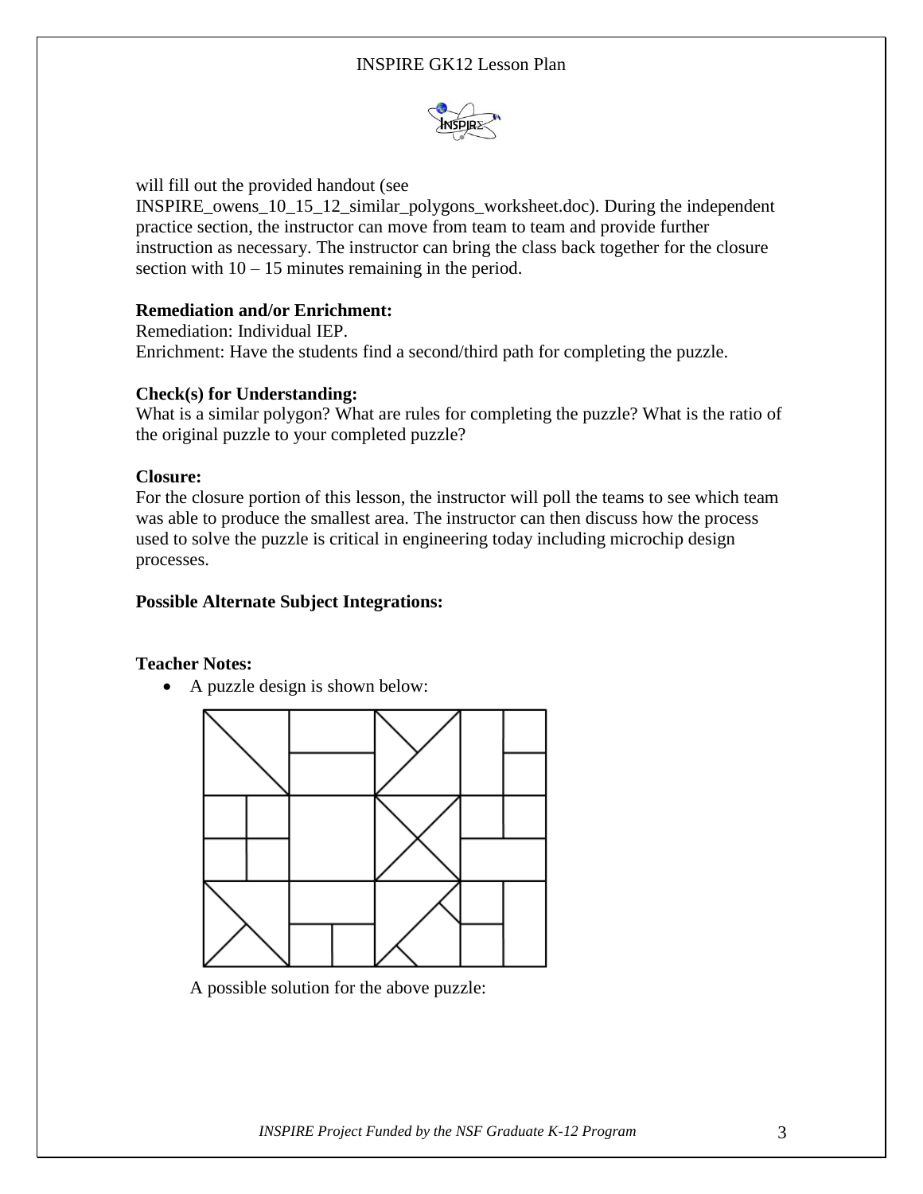will fill out the provided handout (see INSPIRE_owens_10_15_12_similar_polygons_worksheet.doc). During the independent practice section, the instructor can move from team to team and provide further instruction as necessary. The instructor can bring the class back together for the closure section with 10 – 15 minutes remaining in the period.

**Remediation and/or Enrichment:**
Remediation: Individual IEP.
Enrichment: Have the students find a second/third path for completing the puzzle.

**Check(s) for Understanding:**
What is a similar polygon? What are rules for completing the puzzle? What is the ratio of the original puzzle to your completed puzzle?

**Closure:**
For the closure portion of this lesson, the instructor will poll the teams to see which team was able to produce the smallest area. The instructor can then discuss how the process used to solve the puzzle is critical in engineering today including microchip design processes.

**Possible Alternate Subject Integrations:**

**Teacher Notes:**

- A puzzle design is shown below:

  A possible solution for the above puzzle: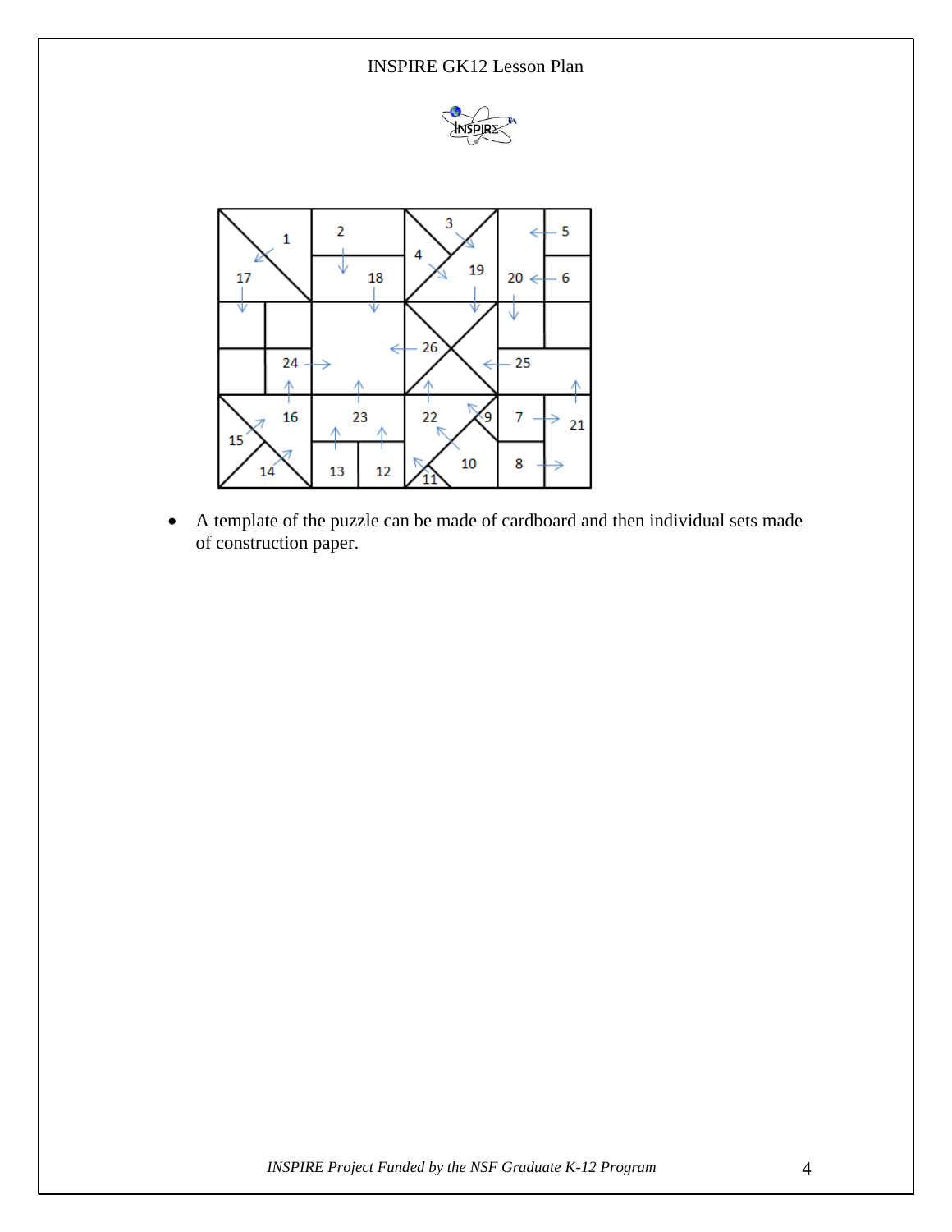17
1
2
18
3
4
19
20
5
6
24
26
25
16
23
22
9
7
21
15
14
13
12
11
10
8

- A template of the puzzle can be made of cardboard and then individual sets made of construction paper.